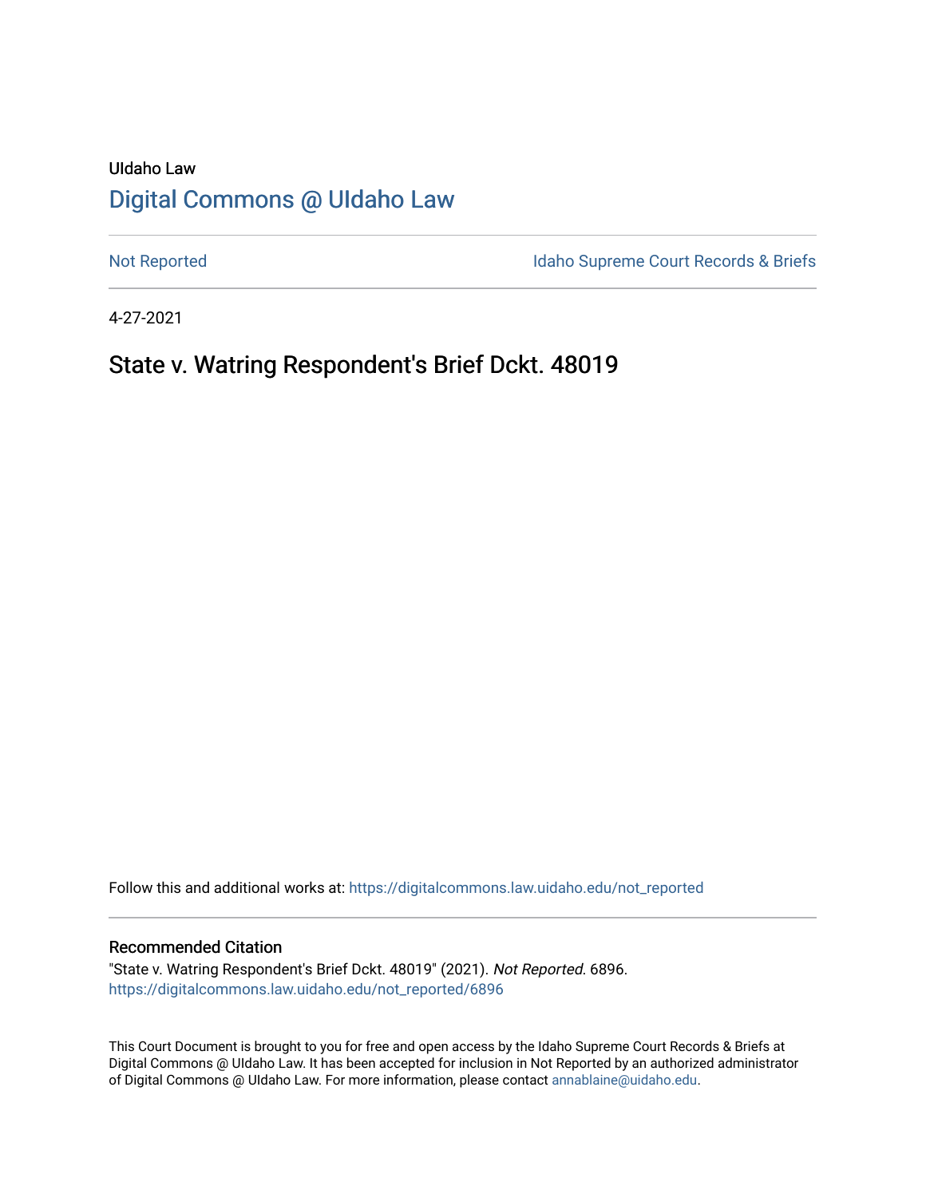UIdaho Law

# Digital Commons @ UIdaho Law

Not Reported

Idaho Supreme Court Records & Briefs

4-27-2021

## State v. Watring Respondent's Brief Dckt. 48019

Follow this and additional works at: https://digitalcommons.law.uidaho.edu/not_reported

### Recommended Citation

"State v. Watring Respondent's Brief Dckt. 48019" (2021). *Not Reported*. 6896.
https://digitalcommons.law.uidaho.edu/not_reported/6896

This Court Document is brought to you for free and open access by the Idaho Supreme Court Records & Briefs at Digital Commons @ UIdaho Law. It has been accepted for inclusion in Not Reported by an authorized administrator of Digital Commons @ UIdaho Law. For more information, please contact annablaine@uidaho.edu.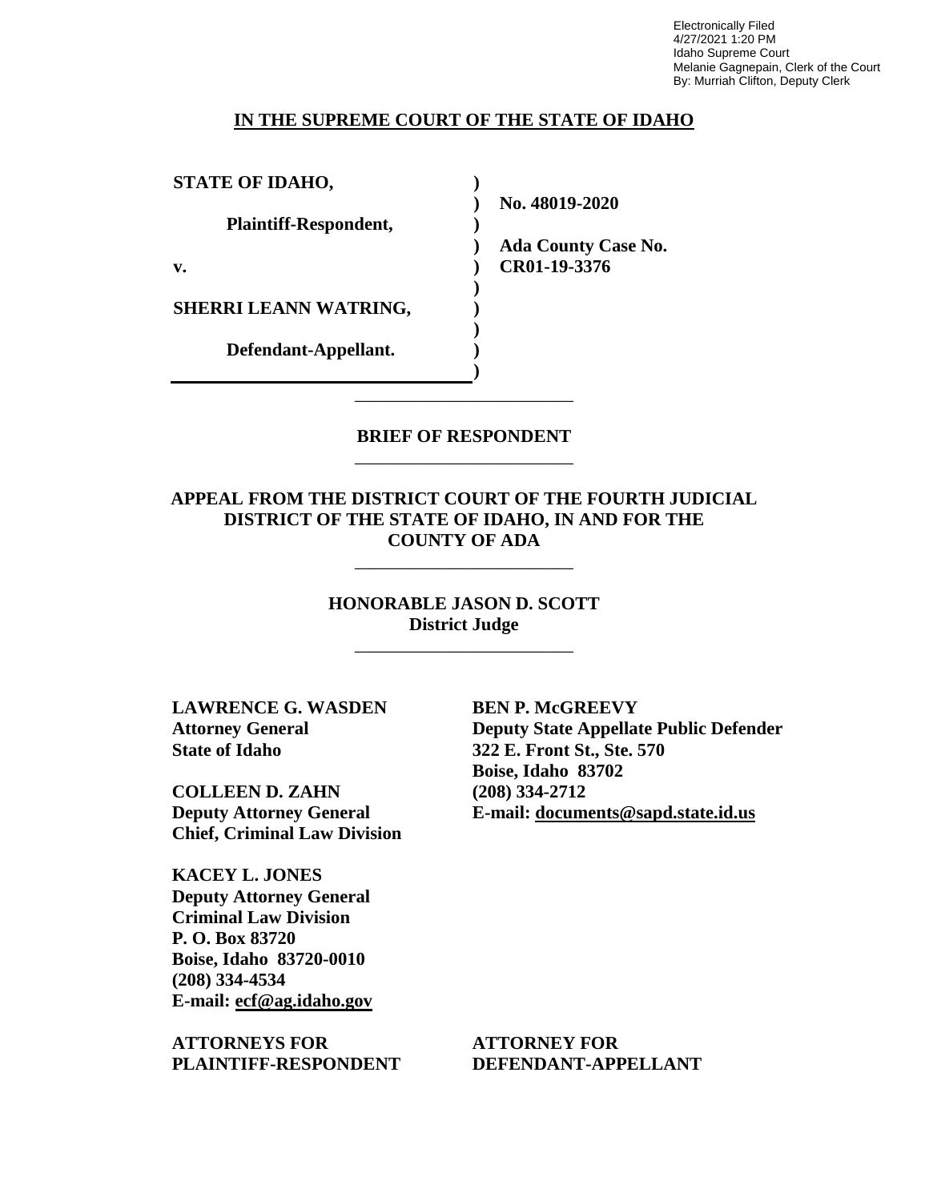Electronically Filed
4/27/2021 1:20 PM
Idaho Supreme Court
Melanie Gagnepain, Clerk of the Court
By: Murriah Clifton, Deputy Clerk

**IN THE SUPREME COURT OF THE STATE OF IDAHO**

| | | |
|---|---|---|
| **STATE OF IDAHO,** | **)** | |
| | **)** | **No. 48019-2020** |
| **Plaintiff-Respondent,** | **)** | |
| | **)** | **Ada County Case No.** |
| **v.** | **)** | **CR01-19-3376** |
| | **)** | |
| **SHERRI LEANN WATRING,** | **)** | |
| | **)** | |
| **Defendant-Appellant.** | **)** | |
| | **)** | |

**BRIEF OF RESPONDENT**

**APPEAL FROM THE DISTRICT COURT OF THE FOURTH JUDICIAL DISTRICT OF THE STATE OF IDAHO, IN AND FOR THE COUNTY OF ADA**

**HONORABLE JASON D. SCOTT**
**District Judge**

**LAWRENCE G. WASDEN**
**Attorney General**
**State of Idaho**

**COLLEEN D. ZAHN**
**Deputy Attorney General**
**Chief, Criminal Law Division**

**KACEY L. JONES**
**Deputy Attorney General**
**Criminal Law Division**
**P. O. Box 83720**
**Boise, Idaho 83720-0010**
**(208) 334-4534**
**E-mail: ecf@ag.idaho.gov**

**ATTORNEYS FOR PLAINTIFF-RESPONDENT**

**BEN P. McGREEVY**
**Deputy State Appellate Public Defender**
**322 E. Front St., Ste. 570**
**Boise, Idaho 83702**
**(208) 334-2712**
**E-mail: documents@sapd.state.id.us**

**ATTORNEY FOR DEFENDANT-APPELLANT**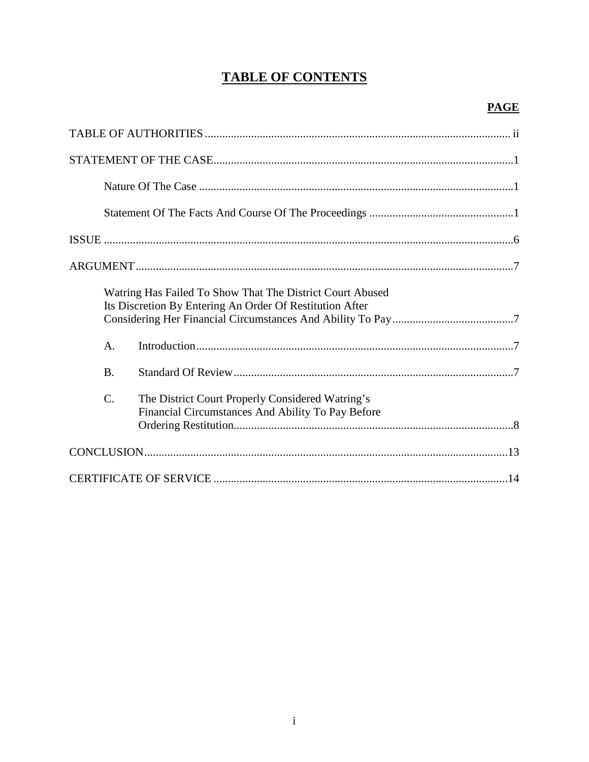# TABLE OF CONTENTS

| | PAGE |
|---|---|
| TABLE OF AUTHORITIES | ii |
| STATEMENT OF THE CASE | 1 |
| Nature Of The Case | 1 |
| Statement Of The Facts And Course Of The Proceedings | 1 |
| ISSUE | 6 |
| ARGUMENT | 7 |
| Watring Has Failed To Show That The District Court Abused Its Discretion By Entering An Order Of Restitution After Considering Her Financial Circumstances And Ability To Pay | 7 |
| A. Introduction | 7 |
| B. Standard Of Review | 7 |
| C. The District Court Properly Considered Watring's Financial Circumstances And Ability To Pay Before Ordering Restitution | 8 |
| CONCLUSION | 13 |
| CERTIFICATE OF SERVICE | 14 |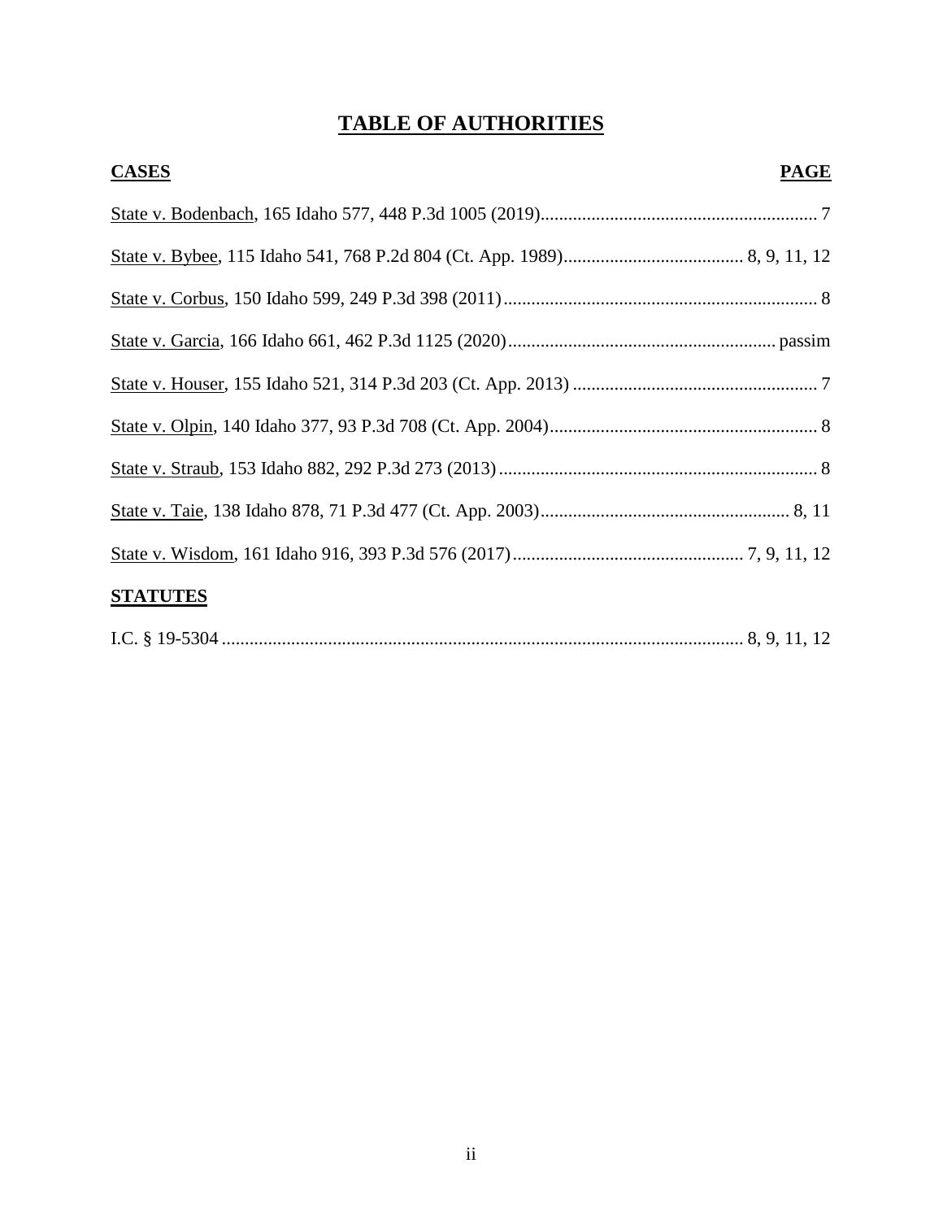# TABLE OF AUTHORITIES

| CASES | PAGE |
|---|---|
| State v. Bodenbach, 165 Idaho 577, 448 P.3d 1005 (2019) | 7 |
| State v. Bybee, 115 Idaho 541, 768 P.2d 804 (Ct. App. 1989) | 8, 9, 11, 12 |
| State v. Corbus, 150 Idaho 599, 249 P.3d 398 (2011) | 8 |
| State v. Garcia, 166 Idaho 661, 462 P.3d 1125 (2020) | passim |
| State v. Houser, 155 Idaho 521, 314 P.3d 203 (Ct. App. 2013) | 7 |
| State v. Olpin, 140 Idaho 377, 93 P.3d 708 (Ct. App. 2004) | 8 |
| State v. Straub, 153 Idaho 882, 292 P.3d 273 (2013) | 8 |
| State v. Taie, 138 Idaho 878, 71 P.3d 477 (Ct. App. 2003) | 8, 11 |
| State v. Wisdom, 161 Idaho 916, 393 P.3d 576 (2017) | 7, 9, 11, 12 |

| STATUTES | |
|---|---|
| I.C. § 19-5304 | 8, 9, 11, 12 |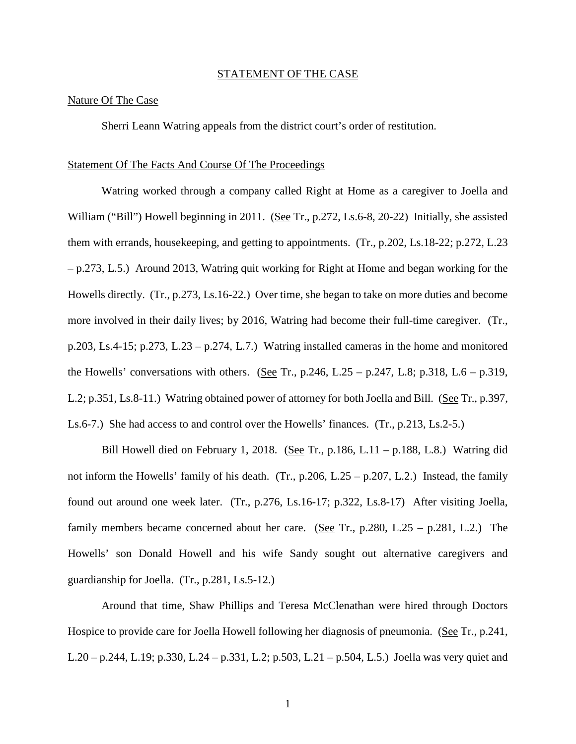## STATEMENT OF THE CASE

### Nature Of The Case

Sherri Leann Watring appeals from the district court's order of restitution.

### Statement Of The Facts And Course Of The Proceedings

Watring worked through a company called Right at Home as a caregiver to Joella and William ("Bill") Howell beginning in 2011. (See Tr., p.272, Ls.6-8, 20-22) Initially, she assisted them with errands, housekeeping, and getting to appointments. (Tr., p.202, Ls.18-22; p.272, L.23 – p.273, L.5.) Around 2013, Watring quit working for Right at Home and began working for the Howells directly. (Tr., p.273, Ls.16-22.) Over time, she began to take on more duties and become more involved in their daily lives; by 2016, Watring had become their full-time caregiver. (Tr., p.203, Ls.4-15; p.273, L.23 – p.274, L.7.) Watring installed cameras in the home and monitored the Howells' conversations with others. (See Tr., p.246, L.25 – p.247, L.8; p.318, L.6 – p.319, L.2; p.351, Ls.8-11.) Watring obtained power of attorney for both Joella and Bill. (See Tr., p.397, Ls.6-7.) She had access to and control over the Howells' finances. (Tr., p.213, Ls.2-5.)

Bill Howell died on February 1, 2018. (See Tr., p.186, L.11 – p.188, L.8.) Watring did not inform the Howells' family of his death. (Tr., p.206, L.25 – p.207, L.2.) Instead, the family found out around one week later. (Tr., p.276, Ls.16-17; p.322, Ls.8-17) After visiting Joella, family members became concerned about her care. (See Tr., p.280, L.25 – p.281, L.2.) The Howells' son Donald Howell and his wife Sandy sought out alternative caregivers and guardianship for Joella. (Tr., p.281, Ls.5-12.)

Around that time, Shaw Phillips and Teresa McClenathan were hired through Doctors Hospice to provide care for Joella Howell following her diagnosis of pneumonia. (See Tr., p.241, L.20 – p.244, L.19; p.330, L.24 – p.331, L.2; p.503, L.21 – p.504, L.5.) Joella was very quiet and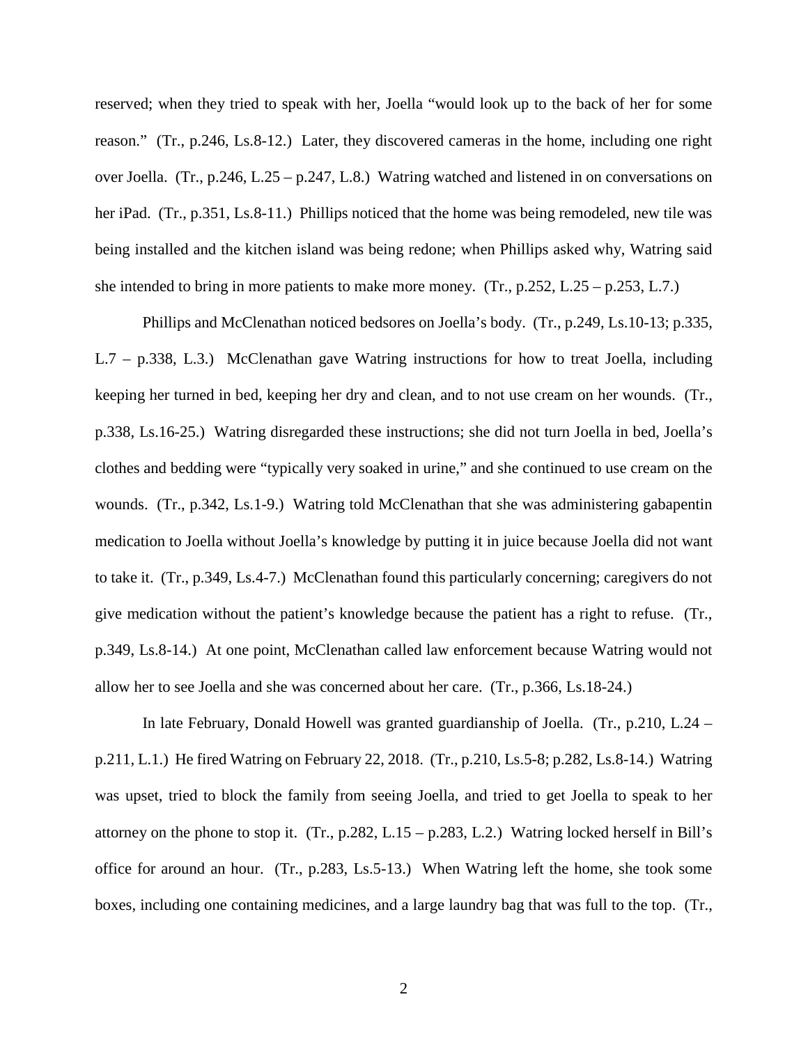reserved; when they tried to speak with her, Joella "would look up to the back of her for some reason." (Tr., p.246, Ls.8-12.) Later, they discovered cameras in the home, including one right over Joella. (Tr., p.246, L.25 – p.247, L.8.) Watring watched and listened in on conversations on her iPad. (Tr., p.351, Ls.8-11.) Phillips noticed that the home was being remodeled, new tile was being installed and the kitchen island was being redone; when Phillips asked why, Watring said she intended to bring in more patients to make more money. (Tr., p.252, L.25 – p.253, L.7.)

Phillips and McClenathan noticed bedsores on Joella's body. (Tr., p.249, Ls.10-13; p.335, L.7 – p.338, L.3.) McClenathan gave Watring instructions for how to treat Joella, including keeping her turned in bed, keeping her dry and clean, and to not use cream on her wounds. (Tr., p.338, Ls.16-25.) Watring disregarded these instructions; she did not turn Joella in bed, Joella's clothes and bedding were "typically very soaked in urine," and she continued to use cream on the wounds. (Tr., p.342, Ls.1-9.) Watring told McClenathan that she was administering gabapentin medication to Joella without Joella's knowledge by putting it in juice because Joella did not want to take it. (Tr., p.349, Ls.4-7.) McClenathan found this particularly concerning; caregivers do not give medication without the patient's knowledge because the patient has a right to refuse. (Tr., p.349, Ls.8-14.) At one point, McClenathan called law enforcement because Watring would not allow her to see Joella and she was concerned about her care. (Tr., p.366, Ls.18-24.)

In late February, Donald Howell was granted guardianship of Joella. (Tr., p.210, L.24 – p.211, L.1.) He fired Watring on February 22, 2018. (Tr., p.210, Ls.5-8; p.282, Ls.8-14.) Watring was upset, tried to block the family from seeing Joella, and tried to get Joella to speak to her attorney on the phone to stop it. (Tr., p.282, L.15 – p.283, L.2.) Watring locked herself in Bill's office for around an hour. (Tr., p.283, Ls.5-13.) When Watring left the home, she took some boxes, including one containing medicines, and a large laundry bag that was full to the top. (Tr.,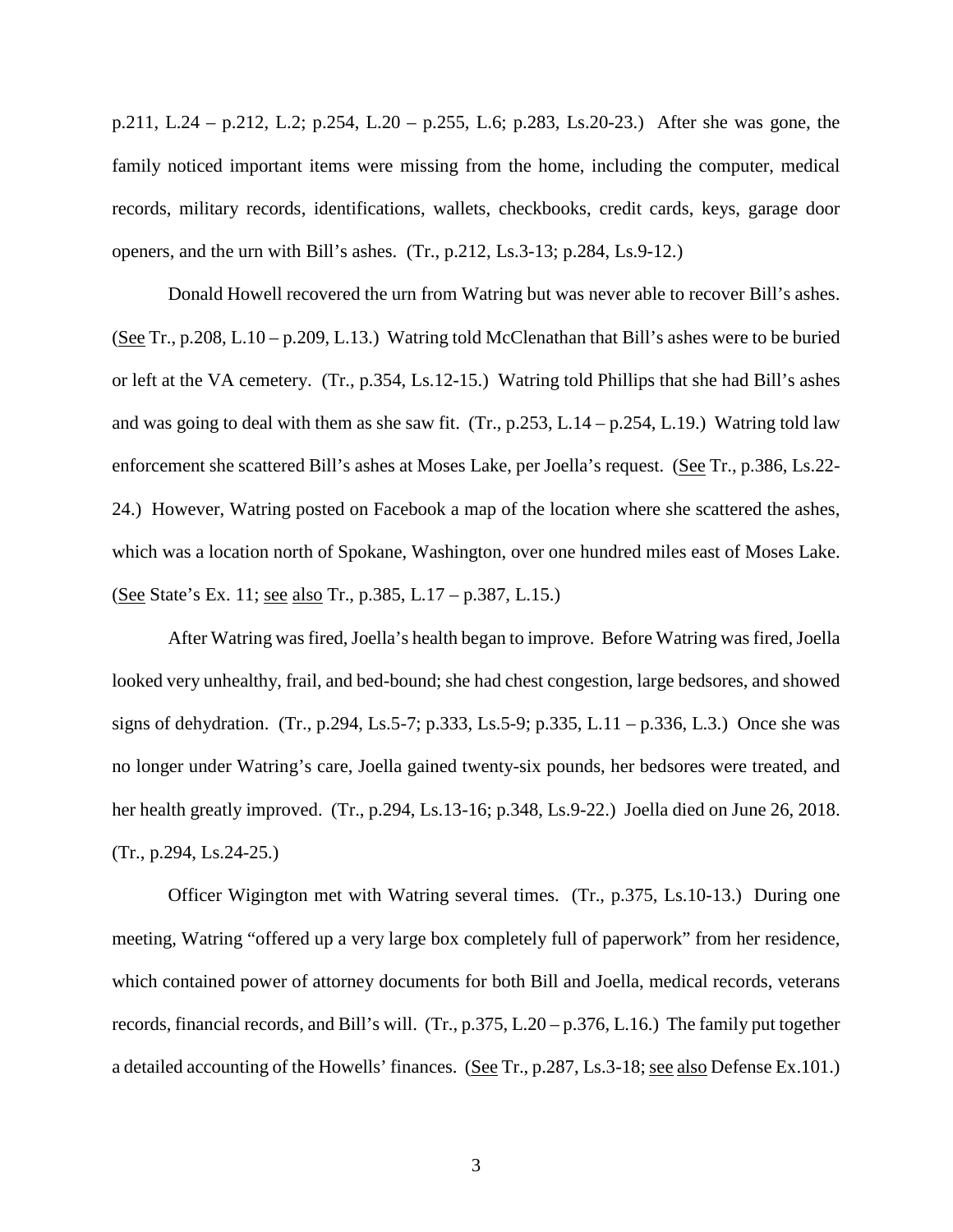p.211, L.24 – p.212, L.2; p.254, L.20 – p.255, L.6; p.283, Ls.20-23.) After she was gone, the family noticed important items were missing from the home, including the computer, medical records, military records, identifications, wallets, checkbooks, credit cards, keys, garage door openers, and the urn with Bill's ashes. (Tr., p.212, Ls.3-13; p.284, Ls.9-12.)

Donald Howell recovered the urn from Watring but was never able to recover Bill's ashes. (See Tr., p.208, L.10 – p.209, L.13.) Watring told McClenathan that Bill's ashes were to be buried or left at the VA cemetery. (Tr., p.354, Ls.12-15.) Watring told Phillips that she had Bill's ashes and was going to deal with them as she saw fit. (Tr., p.253, L.14 – p.254, L.19.) Watring told law enforcement she scattered Bill's ashes at Moses Lake, per Joella's request. (See Tr., p.386, Ls.22-24.) However, Watring posted on Facebook a map of the location where she scattered the ashes, which was a location north of Spokane, Washington, over one hundred miles east of Moses Lake. (See State's Ex. 11; see also Tr., p.385, L.17 – p.387, L.15.)

After Watring was fired, Joella's health began to improve. Before Watring was fired, Joella looked very unhealthy, frail, and bed-bound; she had chest congestion, large bedsores, and showed signs of dehydration. (Tr., p.294, Ls.5-7; p.333, Ls.5-9; p.335, L.11 – p.336, L.3.) Once she was no longer under Watring's care, Joella gained twenty-six pounds, her bedsores were treated, and her health greatly improved. (Tr., p.294, Ls.13-16; p.348, Ls.9-22.) Joella died on June 26, 2018. (Tr., p.294, Ls.24-25.)

Officer Wigington met with Watring several times. (Tr., p.375, Ls.10-13.) During one meeting, Watring "offered up a very large box completely full of paperwork" from her residence, which contained power of attorney documents for both Bill and Joella, medical records, veterans records, financial records, and Bill's will. (Tr., p.375, L.20 – p.376, L.16.) The family put together a detailed accounting of the Howells' finances. (See Tr., p.287, Ls.3-18; see also Defense Ex.101.)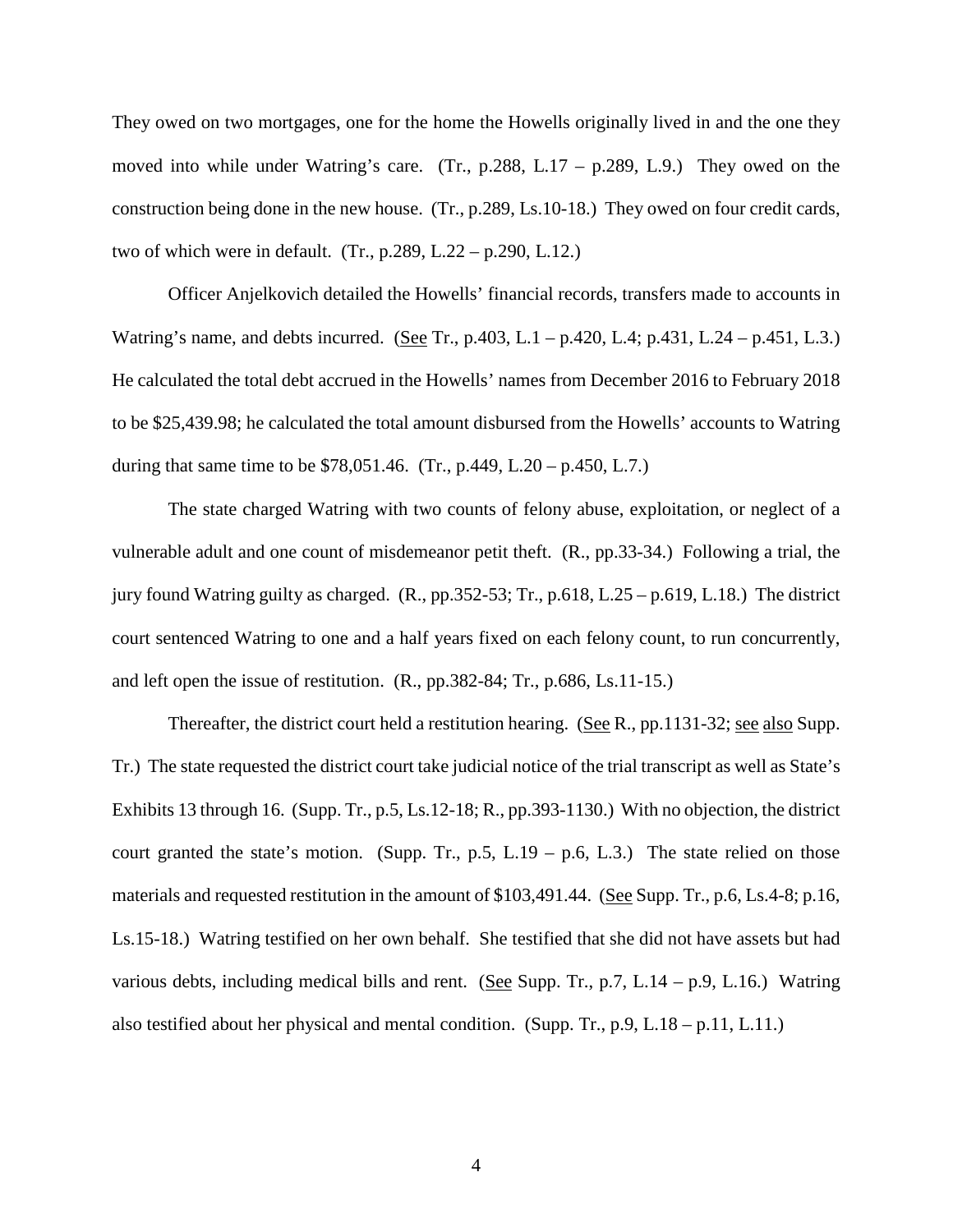They owed on two mortgages, one for the home the Howells originally lived in and the one they moved into while under Watring's care. (Tr., p.288, L.17 – p.289, L.9.) They owed on the construction being done in the new house. (Tr., p.289, Ls.10-18.) They owed on four credit cards, two of which were in default. (Tr., p.289, L.22 – p.290, L.12.)

Officer Anjelkovich detailed the Howells' financial records, transfers made to accounts in Watring's name, and debts incurred. (See Tr., p.403, L.1 – p.420, L.4; p.431, L.24 – p.451, L.3.) He calculated the total debt accrued in the Howells' names from December 2016 to February 2018 to be $25,439.98; he calculated the total amount disbursed from the Howells' accounts to Watring during that same time to be $78,051.46. (Tr., p.449, L.20 – p.450, L.7.)

The state charged Watring with two counts of felony abuse, exploitation, or neglect of a vulnerable adult and one count of misdemeanor petit theft. (R., pp.33-34.) Following a trial, the jury found Watring guilty as charged. (R., pp.352-53; Tr., p.618, L.25 – p.619, L.18.) The district court sentenced Watring to one and a half years fixed on each felony count, to run concurrently, and left open the issue of restitution. (R., pp.382-84; Tr., p.686, Ls.11-15.)

Thereafter, the district court held a restitution hearing. (See R., pp.1131-32; see also Supp. Tr.) The state requested the district court take judicial notice of the trial transcript as well as State's Exhibits 13 through 16. (Supp. Tr., p.5, Ls.12-18; R., pp.393-1130.) With no objection, the district court granted the state's motion. (Supp. Tr., p.5, L.19 – p.6, L.3.) The state relied on those materials and requested restitution in the amount of $103,491.44. (See Supp. Tr., p.6, Ls.4-8; p.16, Ls.15-18.) Watring testified on her own behalf. She testified that she did not have assets but had various debts, including medical bills and rent. (See Supp. Tr., p.7, L.14 – p.9, L.16.) Watring also testified about her physical and mental condition. (Supp. Tr., p.9, L.18 – p.11, L.11.)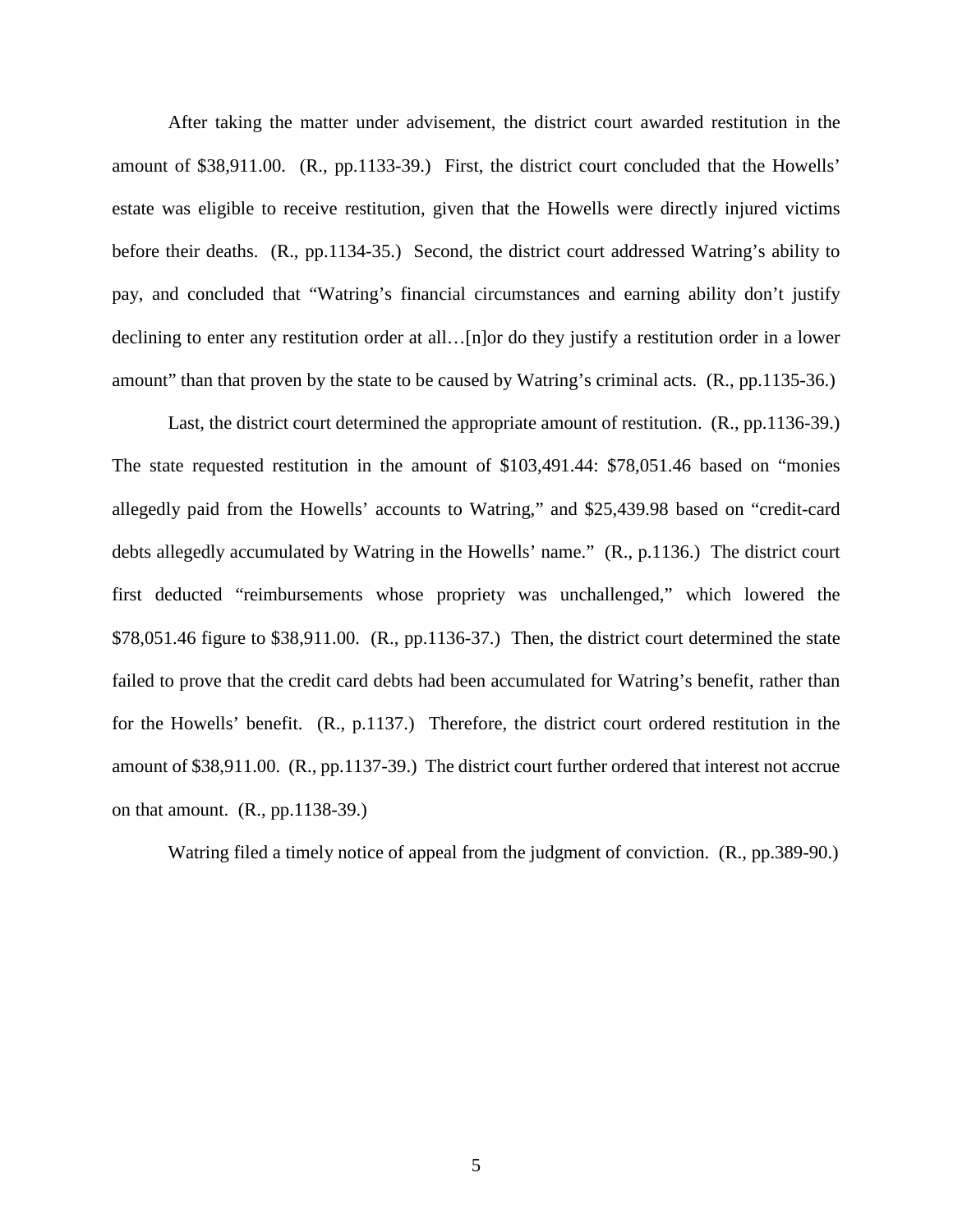After taking the matter under advisement, the district court awarded restitution in the amount of $38,911.00. (R., pp.1133-39.) First, the district court concluded that the Howells' estate was eligible to receive restitution, given that the Howells were directly injured victims before their deaths. (R., pp.1134-35.) Second, the district court addressed Watring's ability to pay, and concluded that "Watring's financial circumstances and earning ability don't justify declining to enter any restitution order at all…[n]or do they justify a restitution order in a lower amount" than that proven by the state to be caused by Watring's criminal acts. (R., pp.1135-36.)

Last, the district court determined the appropriate amount of restitution. (R., pp.1136-39.) The state requested restitution in the amount of $103,491.44: $78,051.46 based on "monies allegedly paid from the Howells' accounts to Watring," and $25,439.98 based on "credit-card debts allegedly accumulated by Watring in the Howells' name." (R., p.1136.) The district court first deducted "reimbursements whose propriety was unchallenged," which lowered the $78,051.46 figure to $38,911.00. (R., pp.1136-37.) Then, the district court determined the state failed to prove that the credit card debts had been accumulated for Watring's benefit, rather than for the Howells' benefit. (R., p.1137.) Therefore, the district court ordered restitution in the amount of $38,911.00. (R., pp.1137-39.) The district court further ordered that interest not accrue on that amount. (R., pp.1138-39.)

Watring filed a timely notice of appeal from the judgment of conviction. (R., pp.389-90.)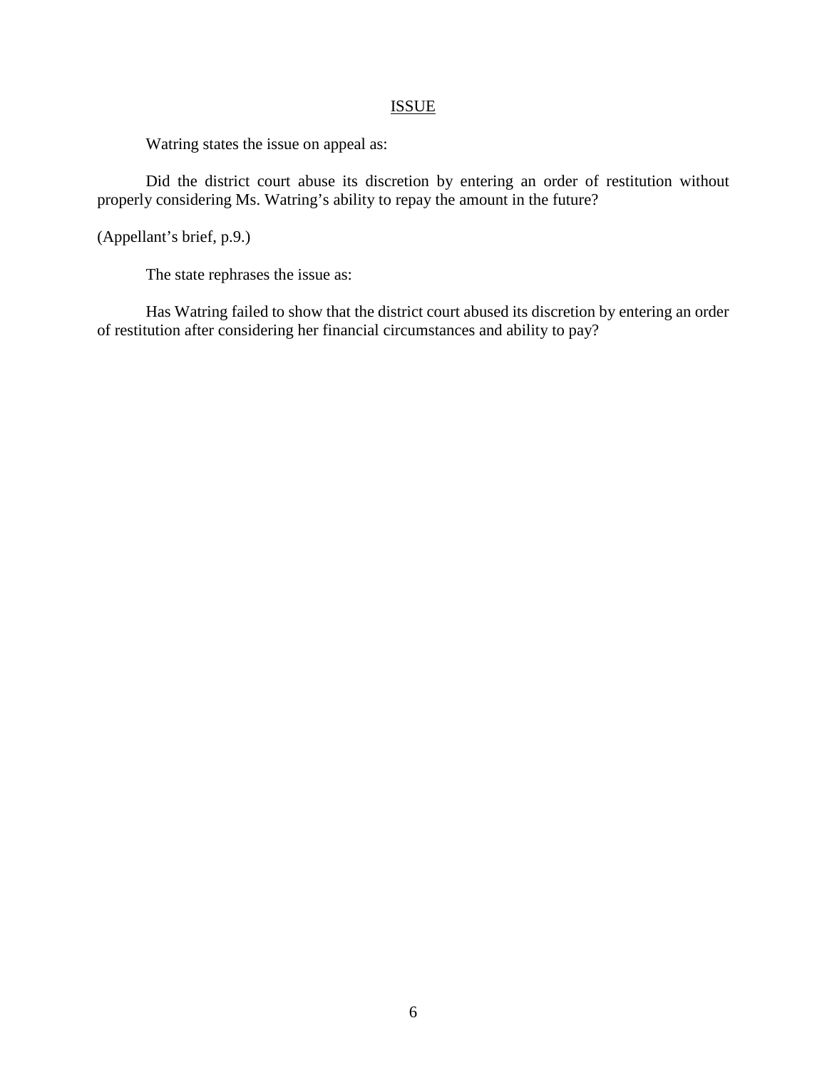## ISSUE

Watring states the issue on appeal as:

Did the district court abuse its discretion by entering an order of restitution without properly considering Ms. Watring's ability to repay the amount in the future?

(Appellant's brief, p.9.)

The state rephrases the issue as:

Has Watring failed to show that the district court abused its discretion by entering an order of restitution after considering her financial circumstances and ability to pay?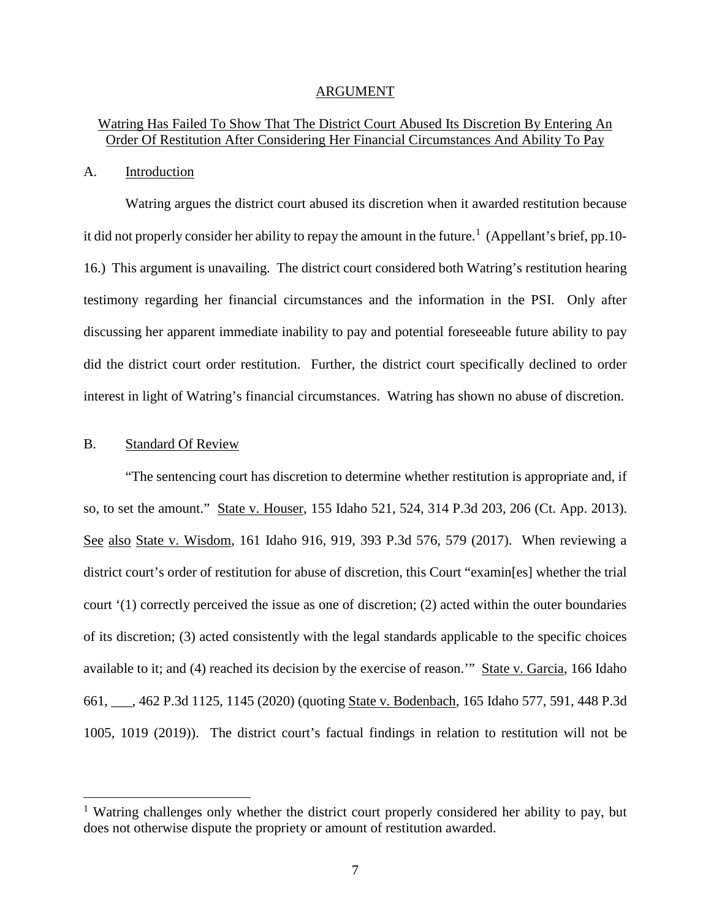# ARGUMENT

## Watring Has Failed To Show That The District Court Abused Its Discretion By Entering An Order Of Restitution After Considering Her Financial Circumstances And Ability To Pay

### A. Introduction

Watring argues the district court abused its discretion when it awarded restitution because it did not properly consider her ability to repay the amount in the future.[1] (Appellant's brief, pp.10-16.) This argument is unavailing. The district court considered both Watring's restitution hearing testimony regarding her financial circumstances and the information in the PSI. Only after discussing her apparent immediate inability to pay and potential foreseeable future ability to pay did the district court order restitution. Further, the district court specifically declined to order interest in light of Watring's financial circumstances. Watring has shown no abuse of discretion.

### B. Standard Of Review

"The sentencing court has discretion to determine whether restitution is appropriate and, if so, to set the amount." State v. Houser, 155 Idaho 521, 524, 314 P.3d 203, 206 (Ct. App. 2013). See also State v. Wisdom, 161 Idaho 916, 919, 393 P.3d 576, 579 (2017). When reviewing a district court's order of restitution for abuse of discretion, this Court "examin[es] whether the trial court '(1) correctly perceived the issue as one of discretion; (2) acted within the outer boundaries of its discretion; (3) acted consistently with the legal standards applicable to the specific choices available to it; and (4) reached its decision by the exercise of reason.'" State v. Garcia, 166 Idaho 661, ___, 462 P.3d 1125, 1145 (2020) (quoting State v. Bodenbach, 165 Idaho 577, 591, 448 P.3d 1005, 1019 (2019)). The district court's factual findings in relation to restitution will not be

[1] Watring challenges only whether the district court properly considered her ability to pay, but does not otherwise dispute the propriety or amount of restitution awarded.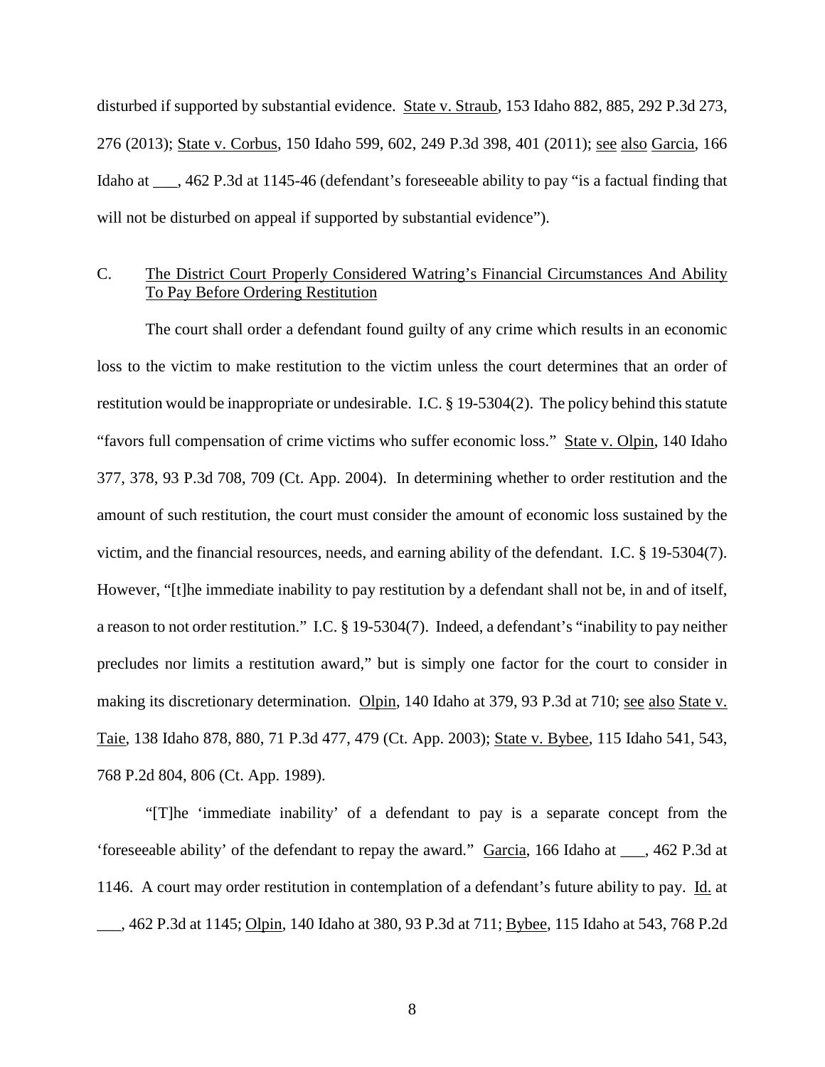disturbed if supported by substantial evidence. State v. Straub, 153 Idaho 882, 885, 292 P.3d 273, 276 (2013); State v. Corbus, 150 Idaho 599, 602, 249 P.3d 398, 401 (2011); see also Garcia, 166 Idaho at ___, 462 P.3d at 1145-46 (defendant's foreseeable ability to pay "is a factual finding that will not be disturbed on appeal if supported by substantial evidence").

## C. The District Court Properly Considered Watring's Financial Circumstances And Ability To Pay Before Ordering Restitution

The court shall order a defendant found guilty of any crime which results in an economic loss to the victim to make restitution to the victim unless the court determines that an order of restitution would be inappropriate or undesirable. I.C. § 19-5304(2). The policy behind this statute "favors full compensation of crime victims who suffer economic loss." State v. Olpin, 140 Idaho 377, 378, 93 P.3d 708, 709 (Ct. App. 2004). In determining whether to order restitution and the amount of such restitution, the court must consider the amount of economic loss sustained by the victim, and the financial resources, needs, and earning ability of the defendant. I.C. § 19-5304(7). However, "[t]he immediate inability to pay restitution by a defendant shall not be, in and of itself, a reason to not order restitution." I.C. § 19-5304(7). Indeed, a defendant's "inability to pay neither precludes nor limits a restitution award," but is simply one factor for the court to consider in making its discretionary determination. Olpin, 140 Idaho at 379, 93 P.3d at 710; see also State v. Taie, 138 Idaho 878, 880, 71 P.3d 477, 479 (Ct. App. 2003); State v. Bybee, 115 Idaho 541, 543, 768 P.2d 804, 806 (Ct. App. 1989).

"[T]he 'immediate inability' of a defendant to pay is a separate concept from the 'foreseeable ability' of the defendant to repay the award." Garcia, 166 Idaho at ___, 462 P.3d at 1146. A court may order restitution in contemplation of a defendant's future ability to pay. Id. at ___, 462 P.3d at 1145; Olpin, 140 Idaho at 380, 93 P.3d at 711; Bybee, 115 Idaho at 543, 768 P.2d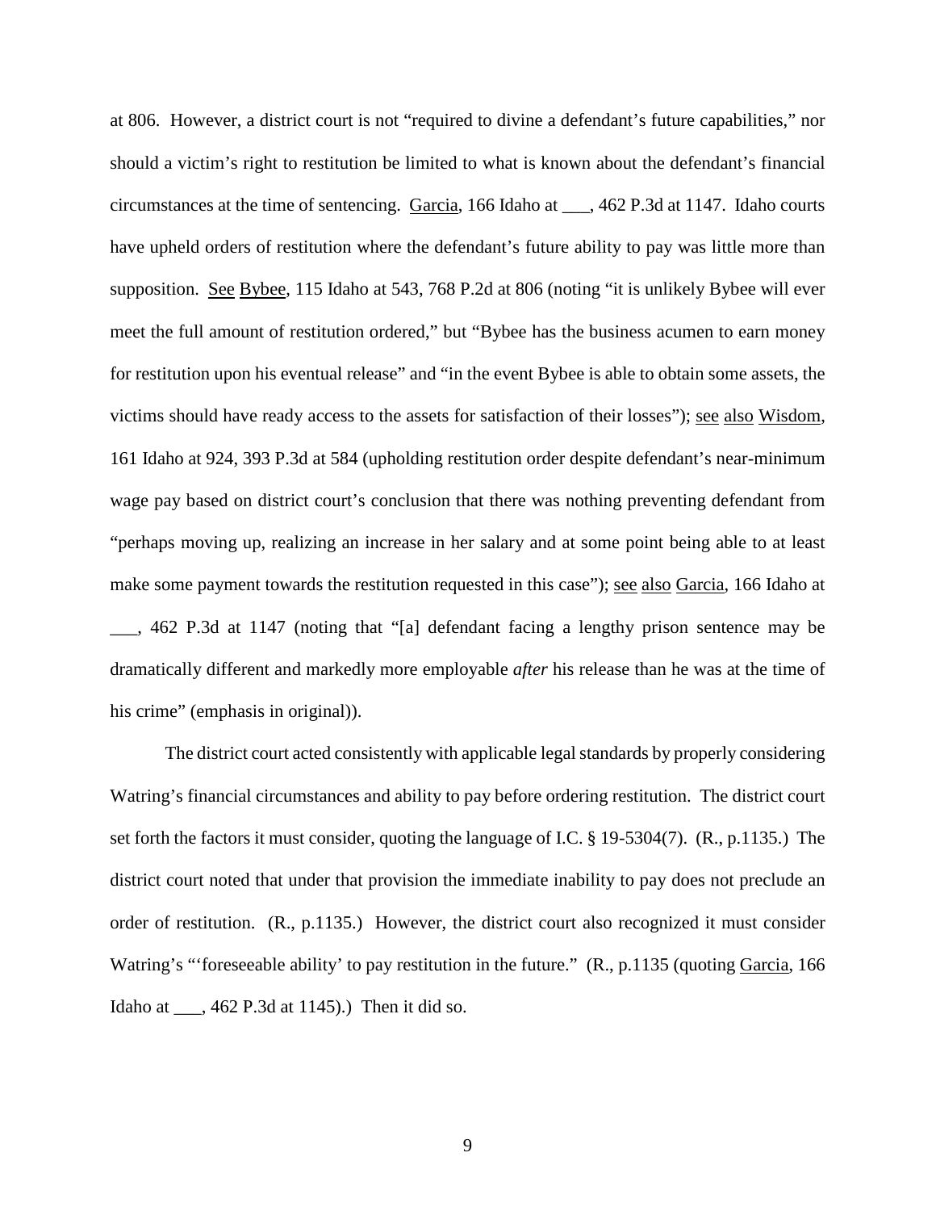at 806. However, a district court is not "required to divine a defendant's future capabilities," nor should a victim's right to restitution be limited to what is known about the defendant's financial circumstances at the time of sentencing. Garcia, 166 Idaho at ___, 462 P.3d at 1147. Idaho courts have upheld orders of restitution where the defendant's future ability to pay was little more than supposition. See Bybee, 115 Idaho at 543, 768 P.2d at 806 (noting "it is unlikely Bybee will ever meet the full amount of restitution ordered," but "Bybee has the business acumen to earn money for restitution upon his eventual release" and "in the event Bybee is able to obtain some assets, the victims should have ready access to the assets for satisfaction of their losses"); see also Wisdom, 161 Idaho at 924, 393 P.3d at 584 (upholding restitution order despite defendant's near-minimum wage pay based on district court's conclusion that there was nothing preventing defendant from "perhaps moving up, realizing an increase in her salary and at some point being able to at least make some payment towards the restitution requested in this case"); see also Garcia, 166 Idaho at ___, 462 P.3d at 1147 (noting that "[a] defendant facing a lengthy prison sentence may be dramatically different and markedly more employable *after* his release than he was at the time of his crime" (emphasis in original)).

The district court acted consistently with applicable legal standards by properly considering Watring's financial circumstances and ability to pay before ordering restitution. The district court set forth the factors it must consider, quoting the language of I.C. § 19-5304(7). (R., p.1135.) The district court noted that under that provision the immediate inability to pay does not preclude an order of restitution. (R., p.1135.) However, the district court also recognized it must consider Watring's "'foreseeable ability' to pay restitution in the future." (R., p.1135 (quoting Garcia, 166 Idaho at ___, 462 P.3d at 1145).) Then it did so.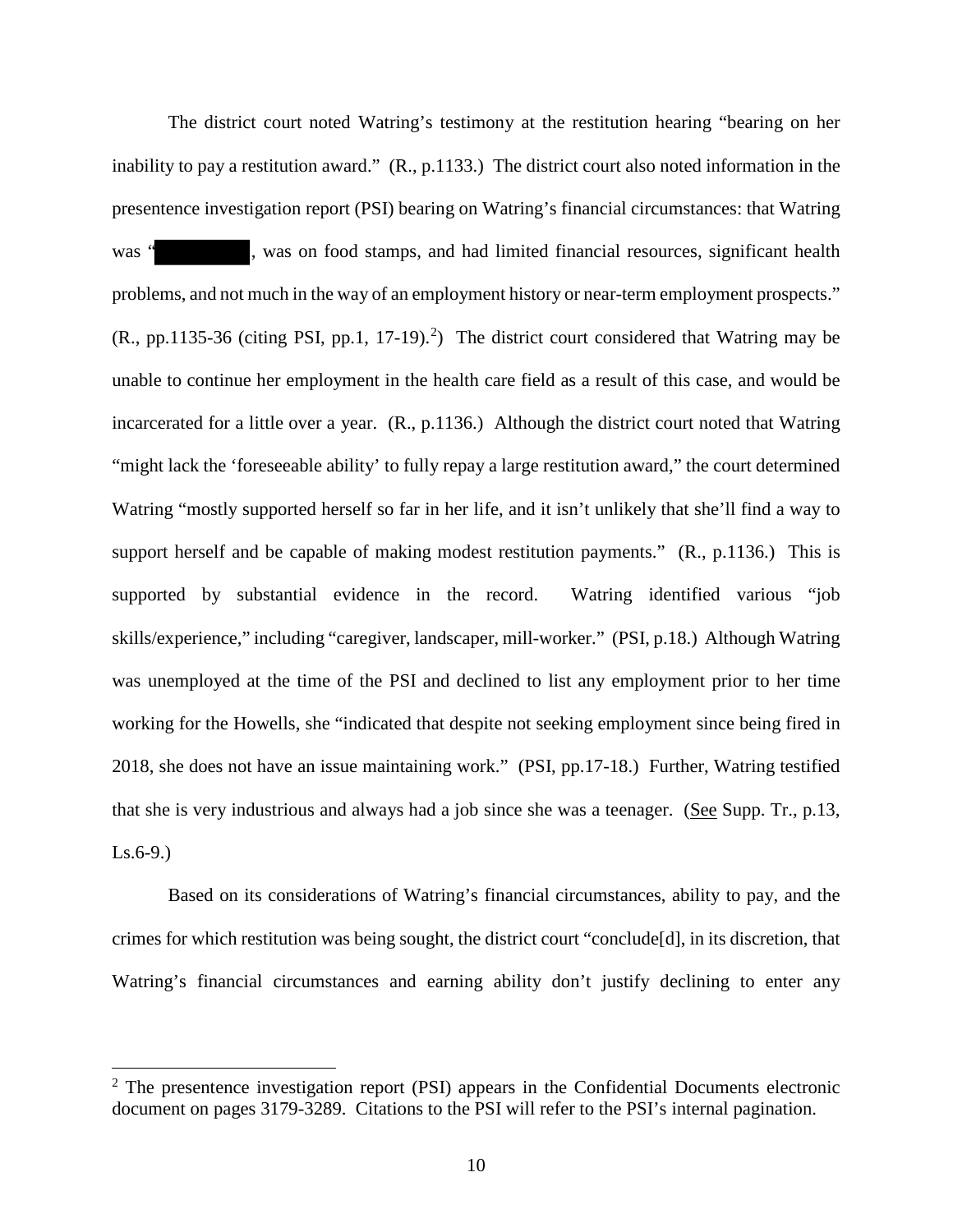The district court noted Watring's testimony at the restitution hearing "bearing on her inability to pay a restitution award." (R., p.1133.) The district court also noted information in the presentence investigation report (PSI) bearing on Watring's financial circumstances: that Watring was "█████████, was on food stamps, and had limited financial resources, significant health problems, and not much in the way of an employment history or near-term employment prospects." (R., pp.1135-36 (citing PSI, pp.1, 17-19).[2]) The district court considered that Watring may be unable to continue her employment in the health care field as a result of this case, and would be incarcerated for a little over a year. (R., p.1136.) Although the district court noted that Watring "might lack the 'foreseeable ability' to fully repay a large restitution award," the court determined Watring "mostly supported herself so far in her life, and it isn't unlikely that she'll find a way to support herself and be capable of making modest restitution payments." (R., p.1136.) This is supported by substantial evidence in the record. Watring identified various "job skills/experience," including "caregiver, landscaper, mill-worker." (PSI, p.18.) Although Watring was unemployed at the time of the PSI and declined to list any employment prior to her time working for the Howells, she "indicated that despite not seeking employment since being fired in 2018, she does not have an issue maintaining work." (PSI, pp.17-18.) Further, Watring testified that she is very industrious and always had a job since she was a teenager. (See Supp. Tr., p.13, Ls.6-9.)

Based on its considerations of Watring's financial circumstances, ability to pay, and the crimes for which restitution was being sought, the district court "conclude[d], in its discretion, that Watring's financial circumstances and earning ability don't justify declining to enter any

---

[2] The presentence investigation report (PSI) appears in the Confidential Documents electronic document on pages 3179-3289. Citations to the PSI will refer to the PSI's internal pagination.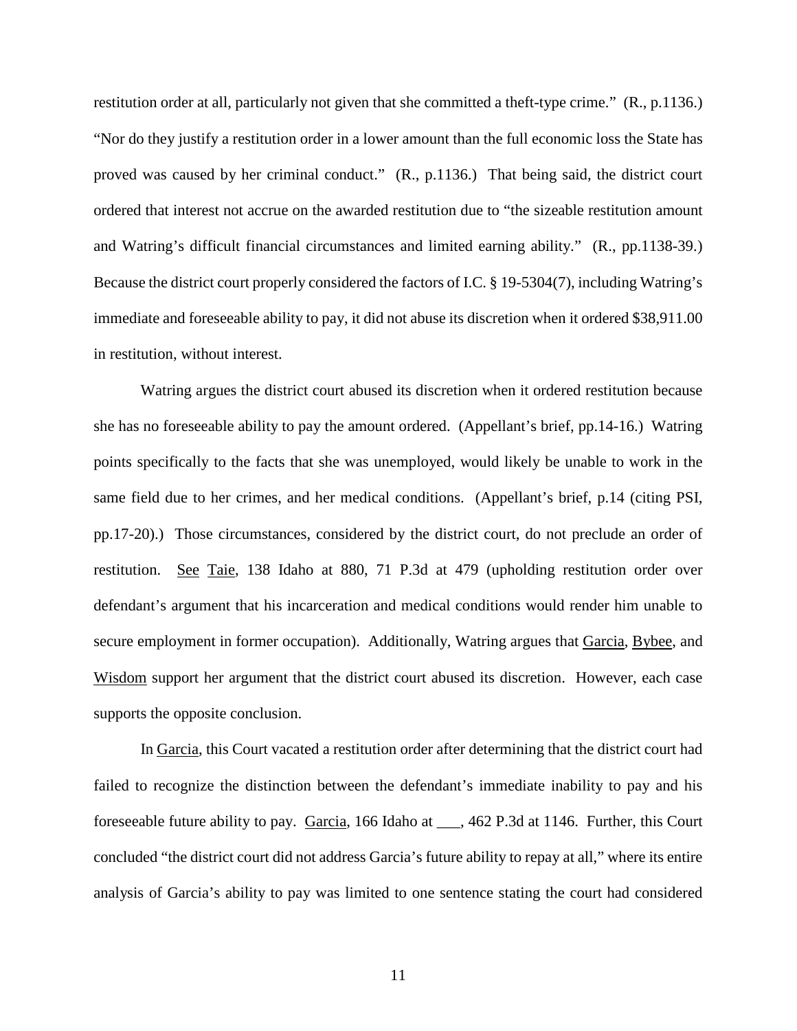restitution order at all, particularly not given that she committed a theft-type crime." (R., p.1136.) "Nor do they justify a restitution order in a lower amount than the full economic loss the State has proved was caused by her criminal conduct." (R., p.1136.) That being said, the district court ordered that interest not accrue on the awarded restitution due to "the sizeable restitution amount and Watring's difficult financial circumstances and limited earning ability." (R., pp.1138-39.) Because the district court properly considered the factors of I.C. § 19-5304(7), including Watring's immediate and foreseeable ability to pay, it did not abuse its discretion when it ordered $38,911.00 in restitution, without interest.

Watring argues the district court abused its discretion when it ordered restitution because she has no foreseeable ability to pay the amount ordered. (Appellant's brief, pp.14-16.) Watring points specifically to the facts that she was unemployed, would likely be unable to work in the same field due to her crimes, and her medical conditions. (Appellant's brief, p.14 (citing PSI, pp.17-20).) Those circumstances, considered by the district court, do not preclude an order of restitution. See Taie, 138 Idaho at 880, 71 P.3d at 479 (upholding restitution order over defendant's argument that his incarceration and medical conditions would render him unable to secure employment in former occupation). Additionally, Watring argues that Garcia, Bybee, and Wisdom support her argument that the district court abused its discretion. However, each case supports the opposite conclusion.

In Garcia, this Court vacated a restitution order after determining that the district court had failed to recognize the distinction between the defendant's immediate inability to pay and his foreseeable future ability to pay. Garcia, 166 Idaho at ___, 462 P.3d at 1146. Further, this Court concluded "the district court did not address Garcia's future ability to repay at all," where its entire analysis of Garcia's ability to pay was limited to one sentence stating the court had considered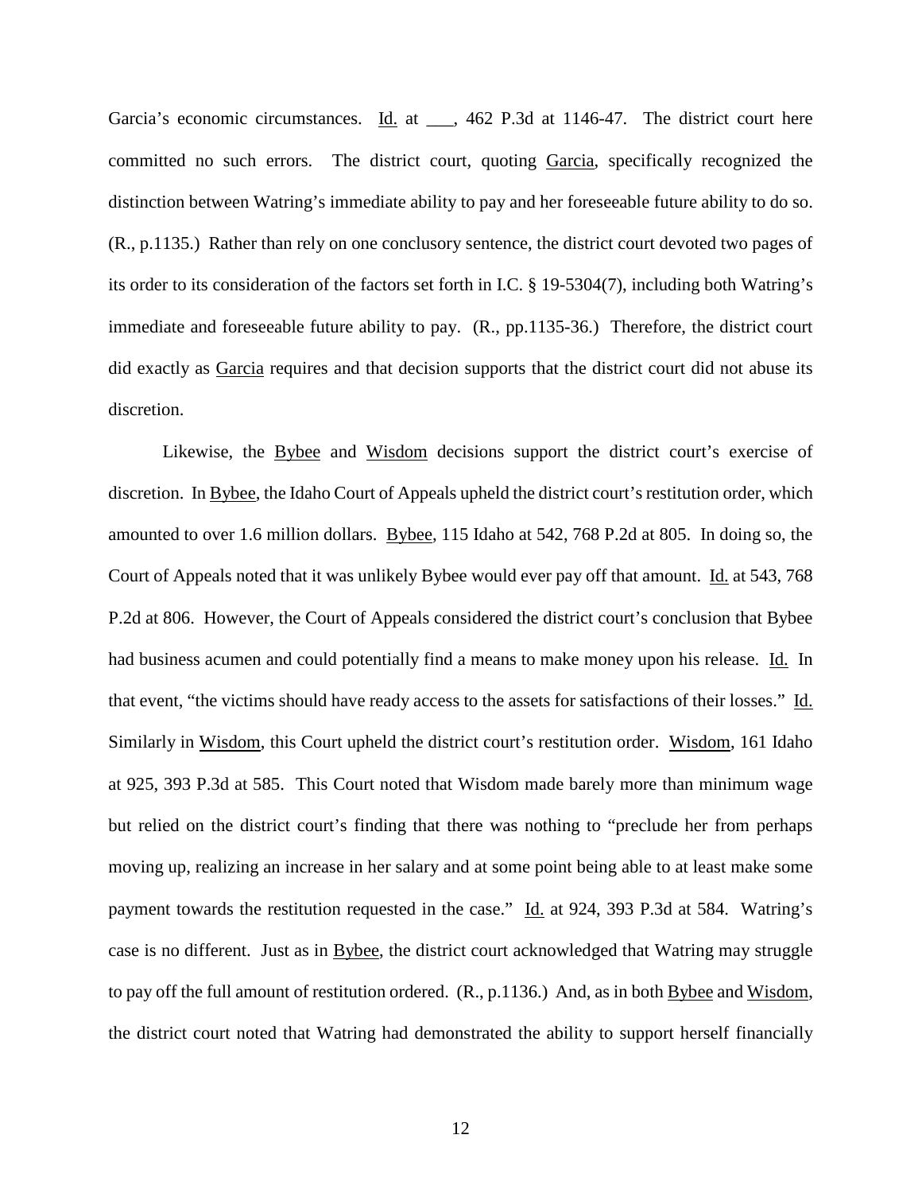Garcia's economic circumstances. Id. at ___, 462 P.3d at 1146-47. The district court here committed no such errors. The district court, quoting Garcia, specifically recognized the distinction between Watring's immediate ability to pay and her foreseeable future ability to do so. (R., p.1135.) Rather than rely on one conclusory sentence, the district court devoted two pages of its order to its consideration of the factors set forth in I.C. § 19-5304(7), including both Watring's immediate and foreseeable future ability to pay. (R., pp.1135-36.) Therefore, the district court did exactly as Garcia requires and that decision supports that the district court did not abuse its discretion.

Likewise, the Bybee and Wisdom decisions support the district court's exercise of discretion. In Bybee, the Idaho Court of Appeals upheld the district court's restitution order, which amounted to over 1.6 million dollars. Bybee, 115 Idaho at 542, 768 P.2d at 805. In doing so, the Court of Appeals noted that it was unlikely Bybee would ever pay off that amount. Id. at 543, 768 P.2d at 806. However, the Court of Appeals considered the district court's conclusion that Bybee had business acumen and could potentially find a means to make money upon his release. Id. In that event, "the victims should have ready access to the assets for satisfactions of their losses." Id. Similarly in Wisdom, this Court upheld the district court's restitution order. Wisdom, 161 Idaho at 925, 393 P.3d at 585. This Court noted that Wisdom made barely more than minimum wage but relied on the district court's finding that there was nothing to "preclude her from perhaps moving up, realizing an increase in her salary and at some point being able to at least make some payment towards the restitution requested in the case." Id. at 924, 393 P.3d at 584. Watring's case is no different. Just as in Bybee, the district court acknowledged that Watring may struggle to pay off the full amount of restitution ordered. (R., p.1136.) And, as in both Bybee and Wisdom, the district court noted that Watring had demonstrated the ability to support herself financially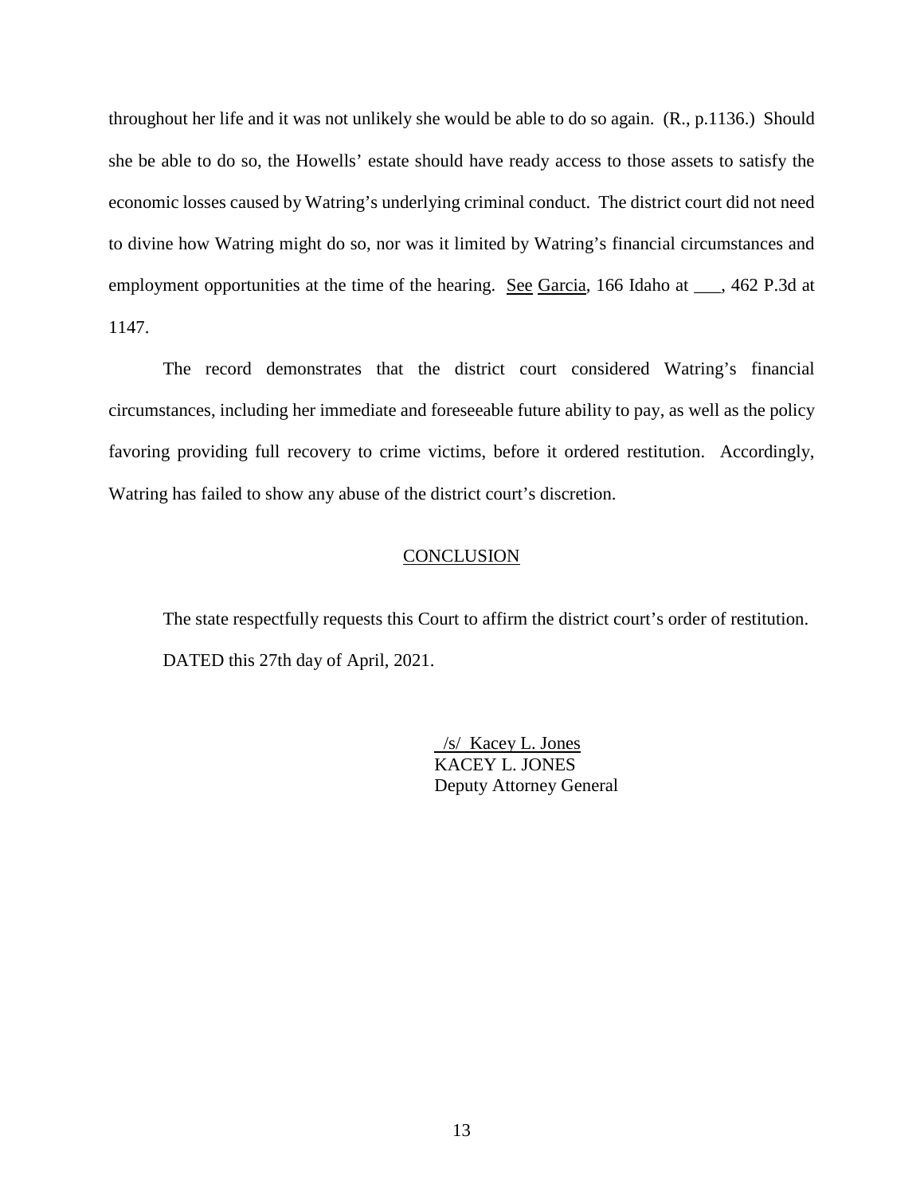throughout her life and it was not unlikely she would be able to do so again. (R., p.1136.) Should she be able to do so, the Howells' estate should have ready access to those assets to satisfy the economic losses caused by Watring's underlying criminal conduct. The district court did not need to divine how Watring might do so, nor was it limited by Watring's financial circumstances and employment opportunities at the time of the hearing. See Garcia, 166 Idaho at ___, 462 P.3d at 1147.

The record demonstrates that the district court considered Watring's financial circumstances, including her immediate and foreseeable future ability to pay, as well as the policy favoring providing full recovery to crime victims, before it ordered restitution. Accordingly, Watring has failed to show any abuse of the district court's discretion.

## CONCLUSION

The state respectfully requests this Court to affirm the district court's order of restitution.

DATED this 27th day of April, 2021.

/s/ Kacey L. Jones
KACEY L. JONES
Deputy Attorney General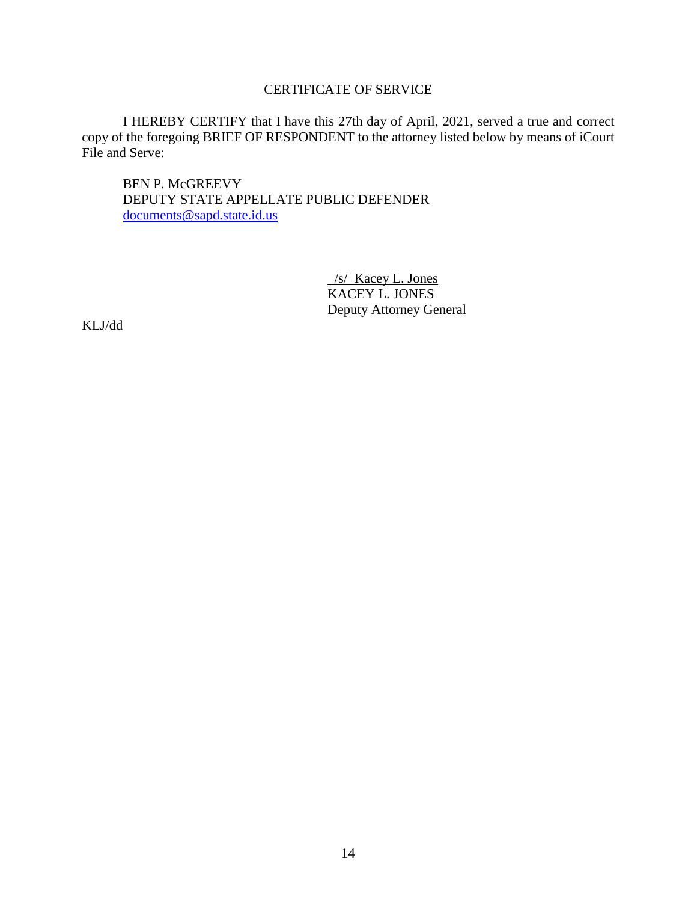## CERTIFICATE OF SERVICE

I HEREBY CERTIFY that I have this 27th day of April, 2021, served a true and correct copy of the foregoing BRIEF OF RESPONDENT to the attorney listed below by means of iCourt File and Serve:

BEN P. McGREEVY
DEPUTY STATE APPELLATE PUBLIC DEFENDER
documents@sapd.state.id.us

/s/ Kacey L. Jones
KACEY L. JONES
Deputy Attorney General

KLJ/dd